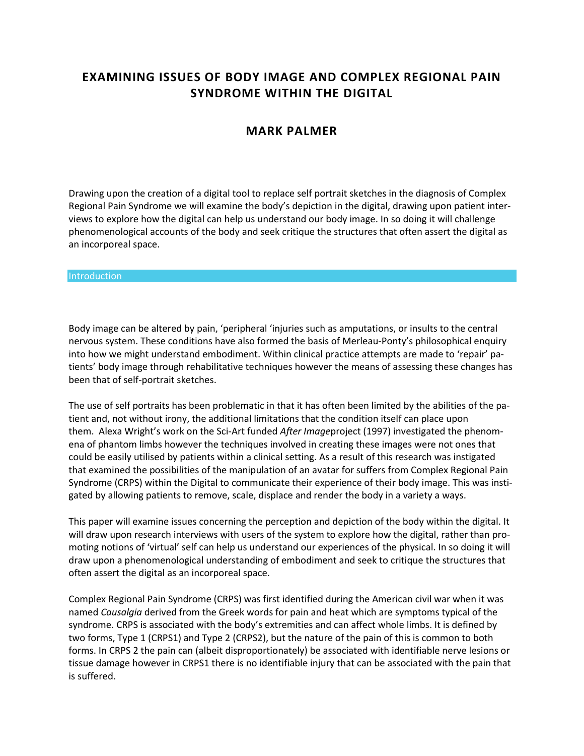# EXAMINING ISSUES OF BODY IMAGE AND COMPLEX REGIONAL PAIN SYNDROME WITHIN THE DIGITAL

## MARK PALMER

Drawing upon the creation of a digital tool to replace self portrait sketches in the diagnosis of Complex Regional Pain Syndrome we will examine the body's depiction in the digital, drawing upon patient interviews to explore how the digital can help us understand our body image. In so doing it will challenge phenomenological accounts of the body and seek critique the structures that often assert the digital as an incorporeal space.

## Introduction

Body image can be altered by pain, 'peripheral 'injuries such as amputations, or insults to the central nervous system. These conditions have also formed the basis of Merleau-Ponty's philosophical enquiry into how we might understand embodiment. Within clinical practice attempts are made to 'repair' patients' body image through rehabilitative techniques however the means of assessing these changes has been that of self-portrait sketches.

The use of self portraits has been problematic in that it has often been limited by the abilities of the patient and, not without irony, the additional limitations that the condition itself can place upon them. Alexa Wright's work on the Sci-Art funded *After Image*project (1997) investigated the phenomena of phantom limbs however the techniques involved in creating these images were not ones that could be easily utilised by patients within a clinical setting. As a result of this research was instigated that examined the possibilities of the manipulation of an avatar for suffers from Complex Regional Pain Syndrome (CRPS) within the Digital to communicate their experience of their body image. This was instigated by allowing patients to remove, scale, displace and render the body in a variety a ways.

This paper will examine issues concerning the perception and depiction of the body within the digital. It will draw upon research interviews with users of the system to explore how the digital, rather than promoting notions of 'virtual' self can help us understand our experiences of the physical. In so doing it will draw upon a phenomenological understanding of embodiment and seek to critique the structures that often assert the digital as an incorporeal space.

Complex Regional Pain Syndrome (CRPS) was first identified during the American civil war when it was named *Causalgia* derived from the Greek words for pain and heat which are symptoms typical of the syndrome. CRPS is associated with the body's extremities and can affect whole limbs. It is defined by two forms, Type 1 (CRPS1) and Type 2 (CRPS2), but the nature of the pain of this is common to both forms. In CRPS 2 the pain can (albeit disproportionately) be associated with identifiable nerve lesions or tissue damage however in CRPS1 there is no identifiable injury that can be associated with the pain that is suffered.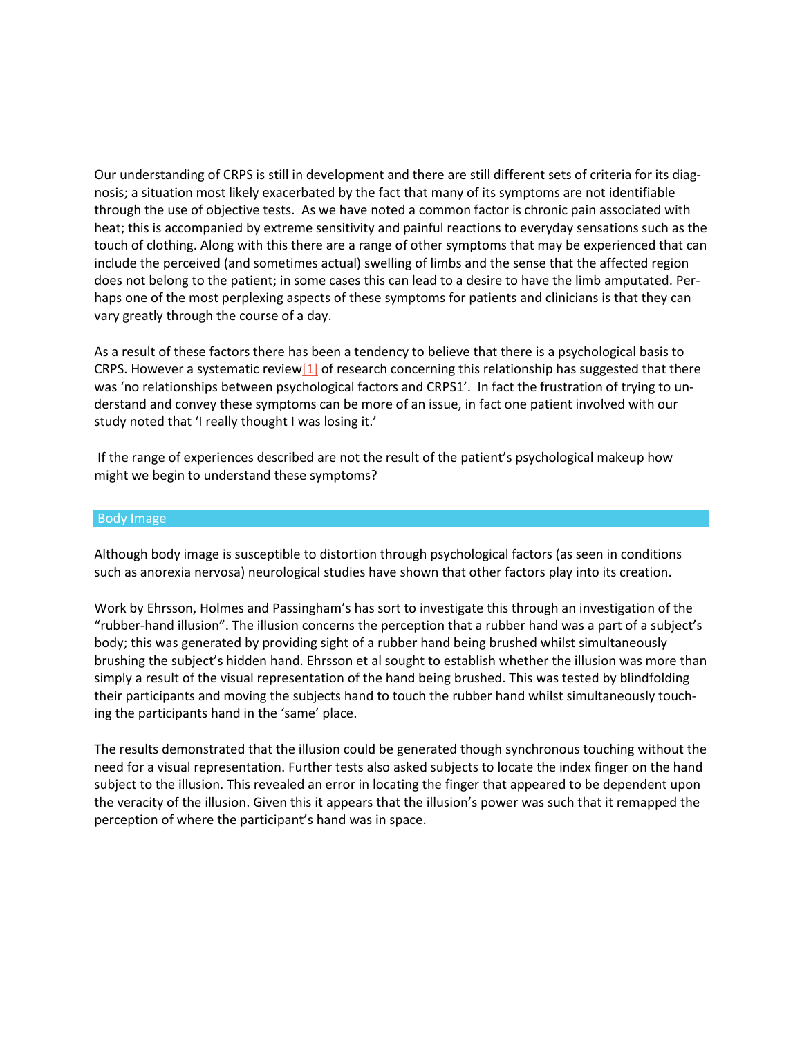Our understanding of CRPS is still in development and there are still different sets of criteria for its diagnosis; a situation most likely exacerbated by the fact that many of its symptoms are not identifiable through the use of objective tests. As we have noted a common factor is chronic pain associated with heat; this is accompanied by extreme sensitivity and painful reactions to everyday sensations such as the touch of clothing. Along with this there are a range of other symptoms that may be experienced that can include the perceived (and sometimes actual) swelling of limbs and the sense that the affected region does not belong to the patient; in some cases this can lead to a desire to have the limb amputated. Perhaps one of the most perplexing aspects of these symptoms for patients and clinicians is that they can vary greatly through the course of a day.

As a result of these factors there has been a tendency to believe that there is a psychological basis to CRPS. However a systematic review[1] of research concerning this relationship has suggested that there was 'no relationships between psychological factors and CRPS1'. In fact the frustration of trying to understand and convey these symptoms can be more of an issue, in fact one patient involved with our study noted that 'I really thought I was losing it.'

If the range of experiences described are not the result of the patient's psychological makeup how might we begin to understand these symptoms?

## Body Image

Although body image is susceptible to distortion through psychological factors (as seen in conditions such as anorexia nervosa) neurological studies have shown that other factors play into its creation.

Work by Ehrsson, Holmes and Passingham's has sort to investigate this through an investigation of the "rubber-hand illusion". The illusion concerns the perception that a rubber hand was a part of a subject's body; this was generated by providing sight of a rubber hand being brushed whilst simultaneously brushing the subject's hidden hand. Ehrsson et al sought to establish whether the illusion was more than simply a result of the visual representation of the hand being brushed. This was tested by blindfolding their participants and moving the subjects hand to touch the rubber hand whilst simultaneously touching the participants hand in the 'same' place.

The results demonstrated that the illusion could be generated though synchronous touching without the need for a visual representation. Further tests also asked subjects to locate the index finger on the hand subject to the illusion. This revealed an error in locating the finger that appeared to be dependent upon the veracity of the illusion. Given this it appears that the illusion's power was such that it remapped the perception of where the participant's hand was in space.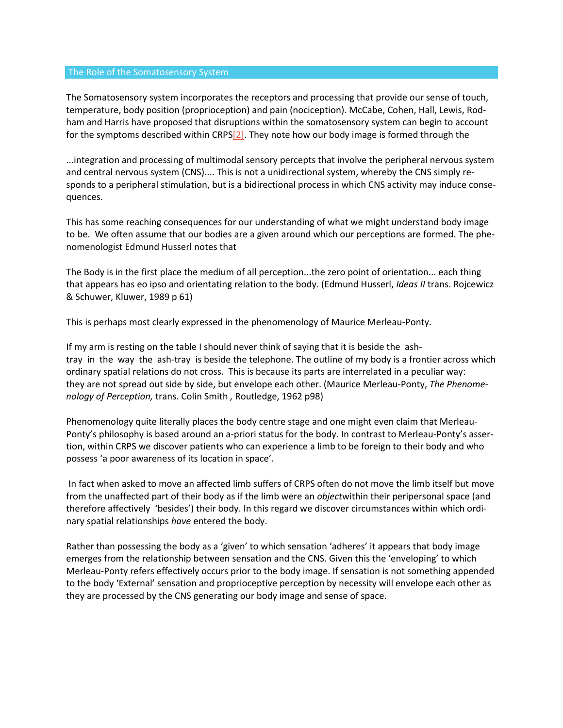## The Role of the Somatosensory System

The Somatosensory system incorporates the receptors and processing that provide our sense of touch, temperature, body position (proprioception) and pain (nociception). McCabe, Cohen, Hall, Lewis, Rodham and Harris have proposed that disruptions within the somatosensory system can begin to account for the symptoms described within CRPS[2]. They note how our body image is formed through the

...integration and processing of multimodal sensory percepts that involve the peripheral nervous system and central nervous system (CNS).... This is not a unidirectional system, whereby the CNS simply responds to a peripheral stimulation, but is a bidirectional process in which CNS activity may induce consequences.

This has some reaching consequences for our understanding of what we might understand body image to be. We often assume that our bodies are a given around which our perceptions are formed. The phenomenologist Edmund Husserl notes that

The Body is in the first place the medium of all perception...the zero point of orientation... each thing that appears has eo ipso and orientating relation to the body. (Edmund Husserl, *Ideas II* trans. Rojcewicz & Schuwer, Kluwer, 1989 p 61)

This is perhaps most clearly expressed in the phenomenology of Maurice Merleau-Ponty.

If my arm is resting on the table I should never think of saying that it is beside the ash-tray in the way the ash-tray is beside the telephone. The outline of my body is a frontier across which ordinary spatial relations do not cross. This is because its parts are interrelated in a peculiar way: they are not spread out side by side, but envelope each other. (Maurice Merleau-Ponty, *The Phenomenology of Perception,* trans. Colin Smith , Routledge, 1962 p98)

Phenomenology quite literally places the body centre stage and one might even claim that Merleau-Ponty's philosophy is based around an a-priori status for the body. In contrast to Merleau-Ponty's assertion, within CRPS we discover patients who can experience a limb to be foreign to their body and who possess 'a poor awareness of its location in space'.

In fact when asked to move an affected limb suffers of CRPS often do not move the limb itself but move from the unaffected part of their body as if the limb were an *object*within their peripersonal space (and therefore affectively 'besides') their body. In this regard we discover circumstances within which ordinary spatial relationships *have* entered the body.

Rather than possessing the body as a 'given' to which sensation 'adheres' it appears that body image emerges from the relationship between sensation and the CNS. Given this the 'enveloping' to which Merleau-Ponty refers effectively occurs prior to the body image. If sensation is not something appended to the body 'External' sensation and proprioceptive perception by necessity will envelope each other as they are processed by the CNS generating our body image and sense of space.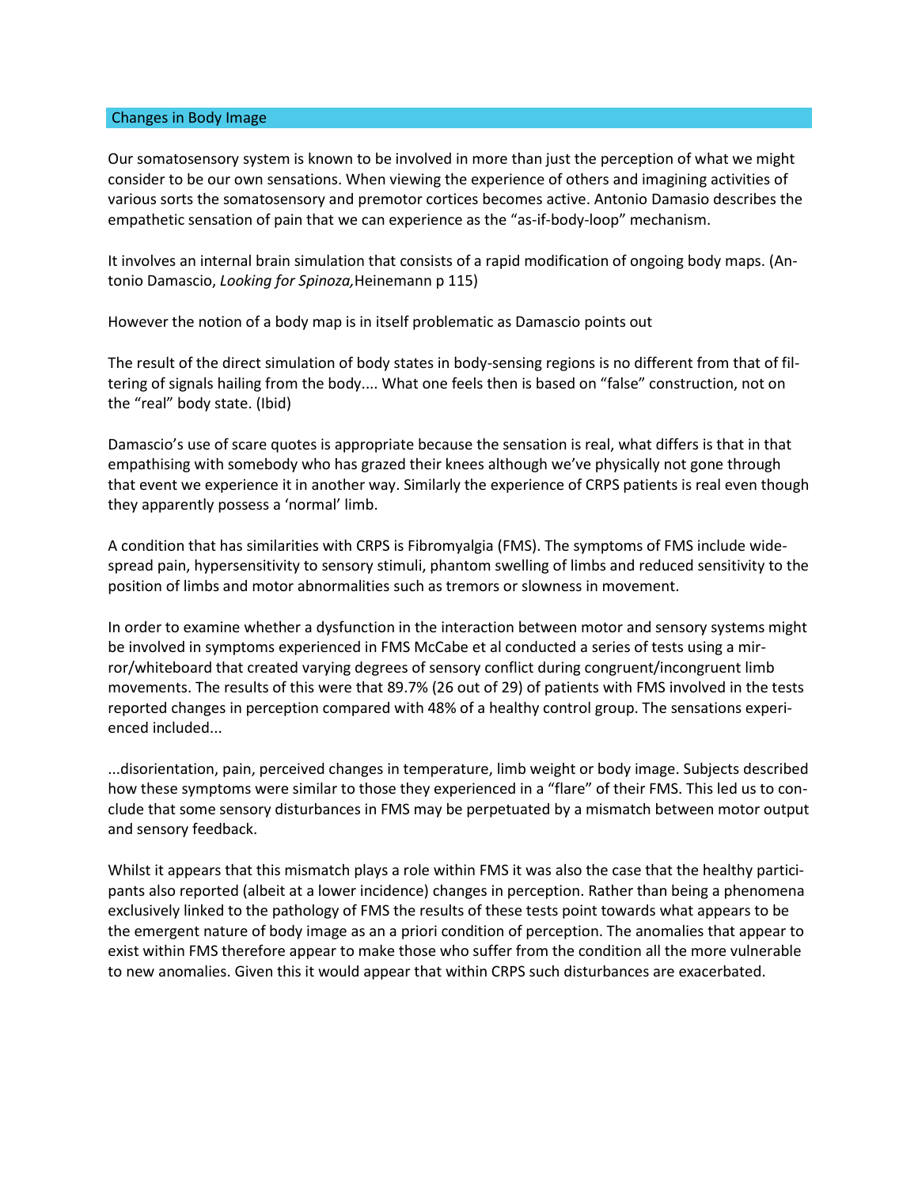## Changes in Body Image

Our somatosensory system is known to be involved in more than just the perception of what we might consider to be our own sensations. When viewing the experience of others and imagining activities of various sorts the somatosensory and premotor cortices becomes active. Antonio Damascio describes the empathetic sensation of pain that we can experience as the "as-if-body-loop" mechanism.

It involves an internal brain simulation that consists of a rapid modification of ongoing body maps. (Antonio Damascio, *Looking for Spinoza,*Heinemann p 115)

However the notion of a body map is in itself problematic as Damascio points out

The result of the direct simulation of body states in body-sensing regions is no different from that of filtering of signals hailing from the body.... What one feels then is based on "false" construction, not on the "real" body state. (Ibid)

Damascio's use of scare quotes is appropriate because the sensation is real, what differs is that in that empathising with somebody who has grazed their knees although we've physically not gone through that event we experience it in another way. Similarly the experience of CRPS patients is real even though they apparently possess a 'normal' limb.

A condition that has similarities with CRPS is Fibromyalgia (FMS). The symptoms of FMS include widespread pain, hypersensitivity to sensory stimuli, phantom swelling of limbs and reduced sensitivity to the position of limbs and motor abnormalities such as tremors or slowness in movement.

In order to examine whether a dysfunction in the interaction between motor and sensory systems might be involved in symptoms experienced in FMS McCabe et al conducted a series of tests using a mirror/whiteboard that created varying degrees of sensory conflict during congruent/incongruent limb movements. The results of this were that 89.7% (26 out of 29) of patients with FMS involved in the tests reported changes in perception compared with 48% of a healthy control group. The sensations experienced included...

...disorientation, pain, perceived changes in temperature, limb weight or body image. Subjects described how these symptoms were similar to those they experienced in a "flare" of their FMS. This led us to conclude that some sensory disturbances in FMS may be perpetuated by a mismatch between motor output and sensory feedback.

Whilst it appears that this mismatch plays a role within FMS it was also the case that the healthy participants also reported (albeit at a lower incidence) changes in perception. Rather than being a phenomena exclusively linked to the pathology of FMS the results of these tests point towards what appears to be the emergent nature of body image as an a priori condition of perception. The anomalies that appear to exist within FMS therefore appear to make those who suffer from the condition all the more vulnerable to new anomalies. Given this it would appear that within CRPS such disturbances are exacerbated.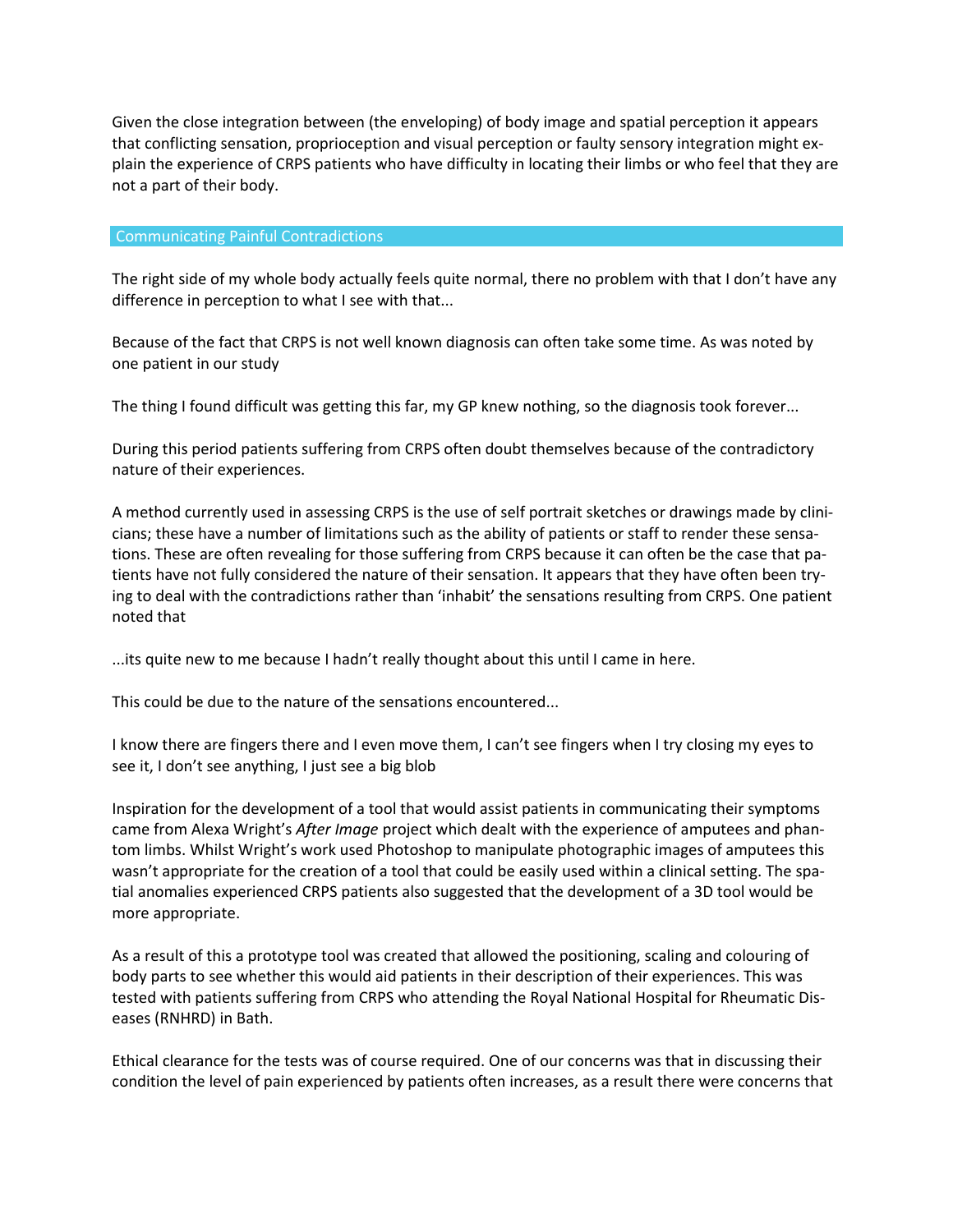Given the close integration between (the enveloping) of body image and spatial perception it appears that conflicting sensation, proprioception and visual perception or faulty sensory integration might explain the experience of CRPS patients who have difficulty in locating their limbs or who feel that they are not a part of their body.

## Communicating Painful Contradictions

The right side of my whole body actually feels quite normal, there no problem with that I don't have any difference in perception to what I see with that...

Because of the fact that CRPS is not well known diagnosis can often take some time. As was noted by one patient in our study

The thing I found difficult was getting this far, my GP knew nothing, so the diagnosis took forever...

During this period patients suffering from CRPS often doubt themselves because of the contradictory nature of their experiences.

A method currently used in assessing CRPS is the use of self portrait sketches or drawings made by clinicians; these have a number of limitations such as the ability of patients or staff to render these sensations. These are often revealing for those suffering from CRPS because it can often be the case that patients have not fully considered the nature of their sensation. It appears that they have often been trying to deal with the contradictions rather than 'inhabit' the sensations resulting from CRPS. One patient noted that

...its quite new to me because I hadn't really thought about this until I came in here.

This could be due to the nature of the sensations encountered...

I know there are fingers there and I even move them, I can't see fingers when I try closing my eyes to see it, I don't see anything, I just see a big blob

Inspiration for the development of a tool that would assist patients in communicating their symptoms came from Alexa Wright's *After Image* project which dealt with the experience of amputees and phantom limbs. Whilst Wright's work used Photoshop to manipulate photographic images of amputees this wasn't appropriate for the creation of a tool that could be easily used within a clinical setting. The spatial anomalies experienced CRPS patients also suggested that the development of a 3D tool would be more appropriate.

As a result of this a prototype tool was created that allowed the positioning, scaling and colouring of body parts to see whether this would aid patients in their description of their experiences. This was tested with patients suffering from CRPS who attending the Royal National Hospital for Rheumatic Diseases (RNHRD) in Bath.

Ethical clearance for the tests was of course required. One of our concerns was that in discussing their condition the level of pain experienced by patients often increases, as a result there were concerns that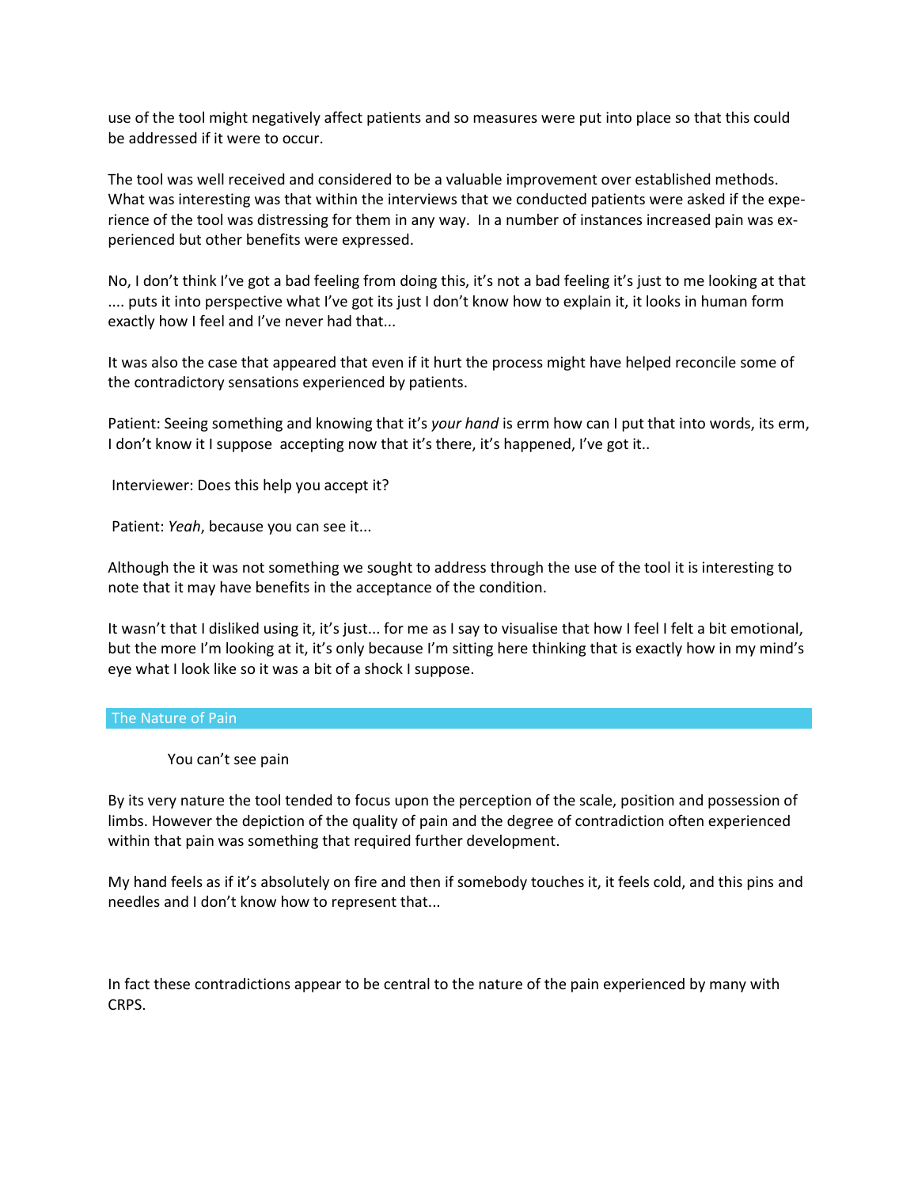use of the tool might negatively affect patients and so measures were put into place so that this could be addressed if it were to occur.

The tool was well received and considered to be a valuable improvement over established methods. What was interesting was that within the interviews that we conducted patients were asked if the experience of the tool was distressing for them in any way. In a number of instances increased pain was experienced but other benefits were expressed.

No, I don't think I've got a bad feeling from doing this, it's not a bad feeling it's just to me looking at that .... puts it into perspective what I've got its just I don't know how to explain it, it looks in human form exactly how I feel and I've never had that...

It was also the case that appeared that even if it hurt the process might have helped reconcile some of the contradictory sensations experienced by patients.

Patient: Seeing something and knowing that it's *your hand* is errm how can I put that into words, its erm, I don't know it I suppose accepting now that it's there, it's happened, I've got it..

Interviewer: Does this help you accept it?

Patient: *Yeah*, because you can see it...

Although the it was not something we sought to address through the use of the tool it is interesting to note that it may have benefits in the acceptance of the condition.

It wasn't that I disliked using it, it's just... for me as I say to visualise that how I feel I felt a bit emotional, but the more I'm looking at it, it's only because I'm sitting here thinking that is exactly how in my mind's eye what I look like so it was a bit of a shock I suppose.

## The Nature of Pain

You can't see pain

By its very nature the tool tended to focus upon the perception of the scale, position and possession of limbs. However the depiction of the quality of pain and the degree of contradiction often experienced within that pain was something that required further development.

My hand feels as if it's absolutely on fire and then if somebody touches it, it feels cold, and this pins and needles and I don't know how to represent that...

In fact these contradictions appear to be central to the nature of the pain experienced by many with CRPS.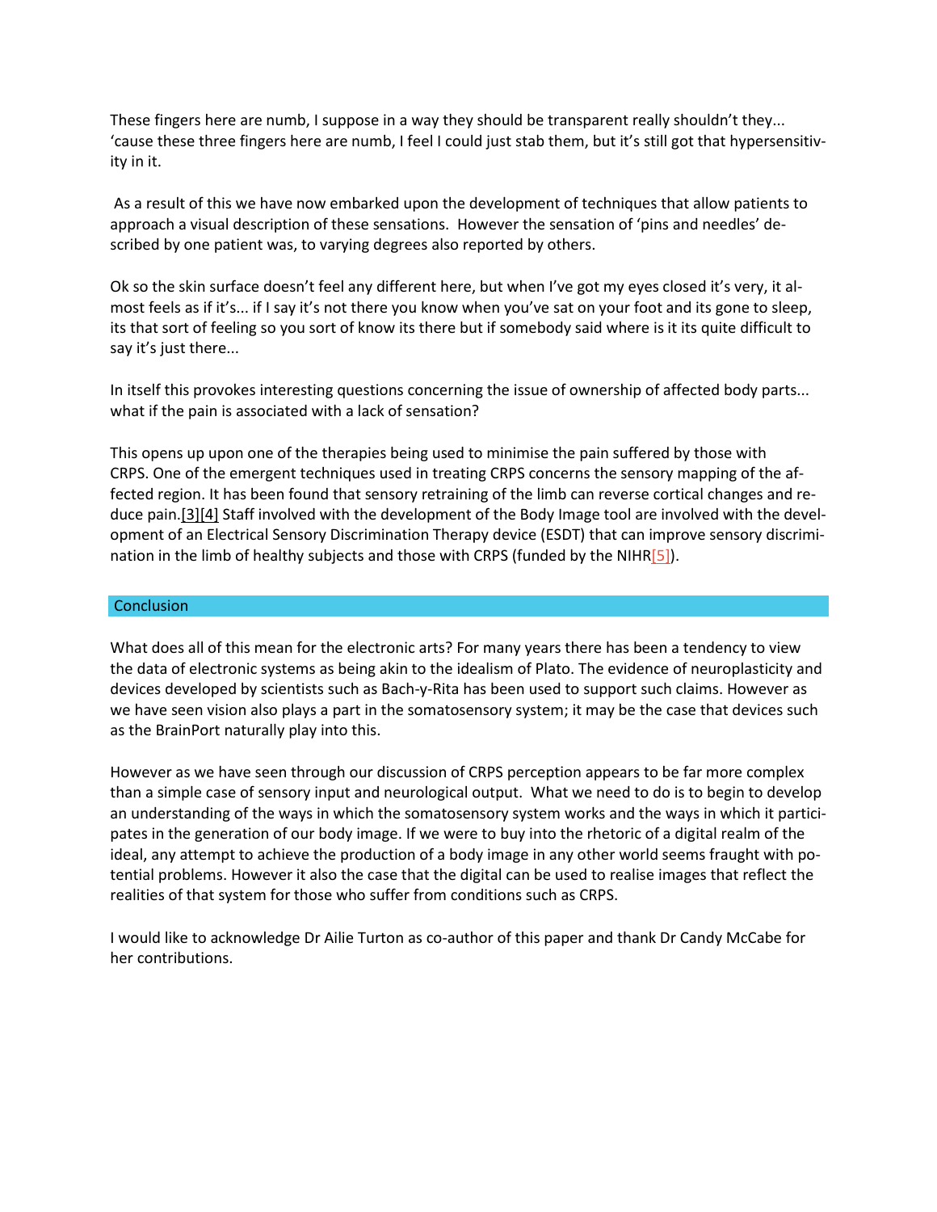These fingers here are numb, I suppose in a way they should be transparent really shouldn't they... 'cause these three fingers here are numb, I feel I could just stab them, but it's still got that hypersensitivity in it.

As a result of this we have now embarked upon the development of techniques that allow patients to approach a visual description of these sensations. However the sensation of 'pins and needles' described by one patient was, to varying degrees also reported by others.

Ok so the skin surface doesn't feel any different here, but when I've got my eyes closed it's very, it almost feels as if it's... if I say it's not there you know when you've sat on your foot and its gone to sleep, its that sort of feeling so you sort of know its there but if somebody said where is it its quite difficult to say it's just there...

In itself this provokes interesting questions concerning the issue of ownership of affected body parts... what if the pain is associated with a lack of sensation?

This opens up upon one of the therapies being used to minimise the pain suffered by those with CRPS. One of the emergent techniques used in treating CRPS concerns the sensory mapping of the affected region. It has been found that sensory retraining of the limb can reverse cortical changes and reduce pain.[3][4] Staff involved with the development of the Body Image tool are involved with the development of an Electrical Sensory Discrimination Therapy device (ESDT) that can improve sensory discrimination in the limb of healthy subjects and those with CRPS (funded by the NIHR[5]).

## Conclusion

What does all of this mean for the electronic arts? For many years there has been a tendency to view the data of electronic systems as being akin to the idealism of Plato. The evidence of neuroplasticity and devices developed by scientists such as Bach-y-Rita has been used to support such claims. However as we have seen vision also plays a part in the somatosensory system; it may be the case that devices such as the BrainPort naturally play into this.

However as we have seen through our discussion of CRPS perception appears to be far more complex than a simple case of sensory input and neurological output. What we need to do is to begin to develop an understanding of the ways in which the somatosensory system works and the ways in which it participates in the generation of our body image. If we were to buy into the rhetoric of a digital realm of the ideal, any attempt to achieve the production of a body image in any other world seems fraught with potential problems. However it also the case that the digital can be used to realise images that reflect the realities of that system for those who suffer from conditions such as CRPS.

I would like to acknowledge Dr Ailie Turton as co-author of this paper and thank Dr Candy McCabe for her contributions.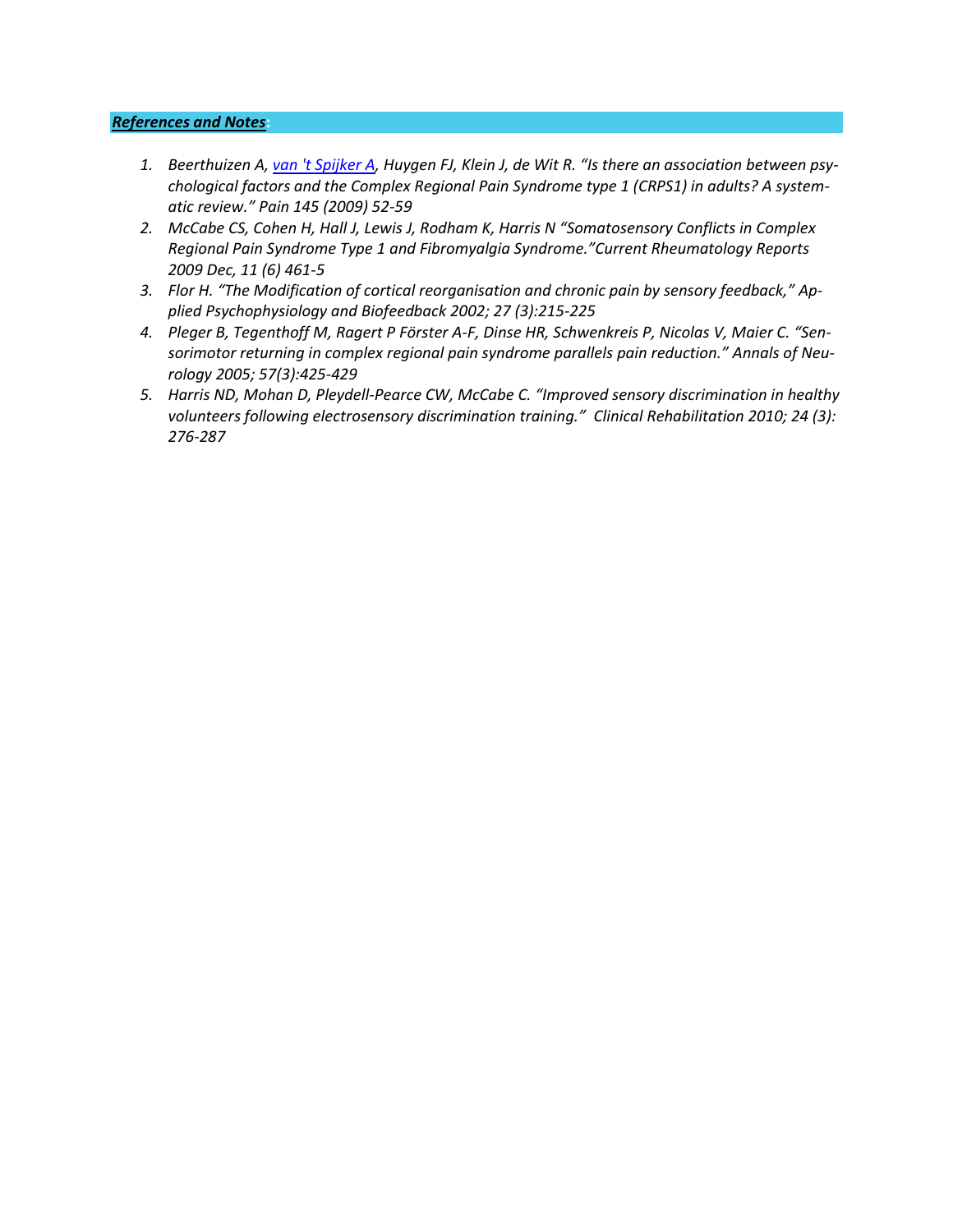***References and Notes***:

1. *Beerthuizen A, van 't Spijker A, Huygen FJ, Klein J, de Wit R. "Is there an association between psychological factors and the Complex Regional Pain Syndrome type 1 (CRPS1) in adults? A systematic review." Pain 145 (2009) 52-59*
2. *McCabe CS, Cohen H, Hall J, Lewis J, Rodham K, Harris N "Somatosensory Conflicts in Complex Regional Pain Syndrome Type 1 and Fibromyalgia Syndrome."Current Rheumatology Reports 2009 Dec, 11 (6) 461-5*
3. *Flor H. "The Modification of cortical reorganisation and chronic pain by sensory feedback," Applied Psychophysiology and Biofeedback 2002; 27 (3):215-225*
4. *Pleger B, Tegenthoff M, Ragert P Förster A-F, Dinse HR, Schwenkreis P, Nicolas V, Maier C. "Sensorimotor returning in complex regional pain syndrome parallels pain reduction." Annals of Neurology 2005; 57(3):425-429*
5. *Harris ND, Mohan D, Pleydell-Pearce CW, McCabe C. "Improved sensory discrimination in healthy volunteers following electrosensory discrimination training." Clinical Rehabilitation 2010; 24 (3): 276-287*